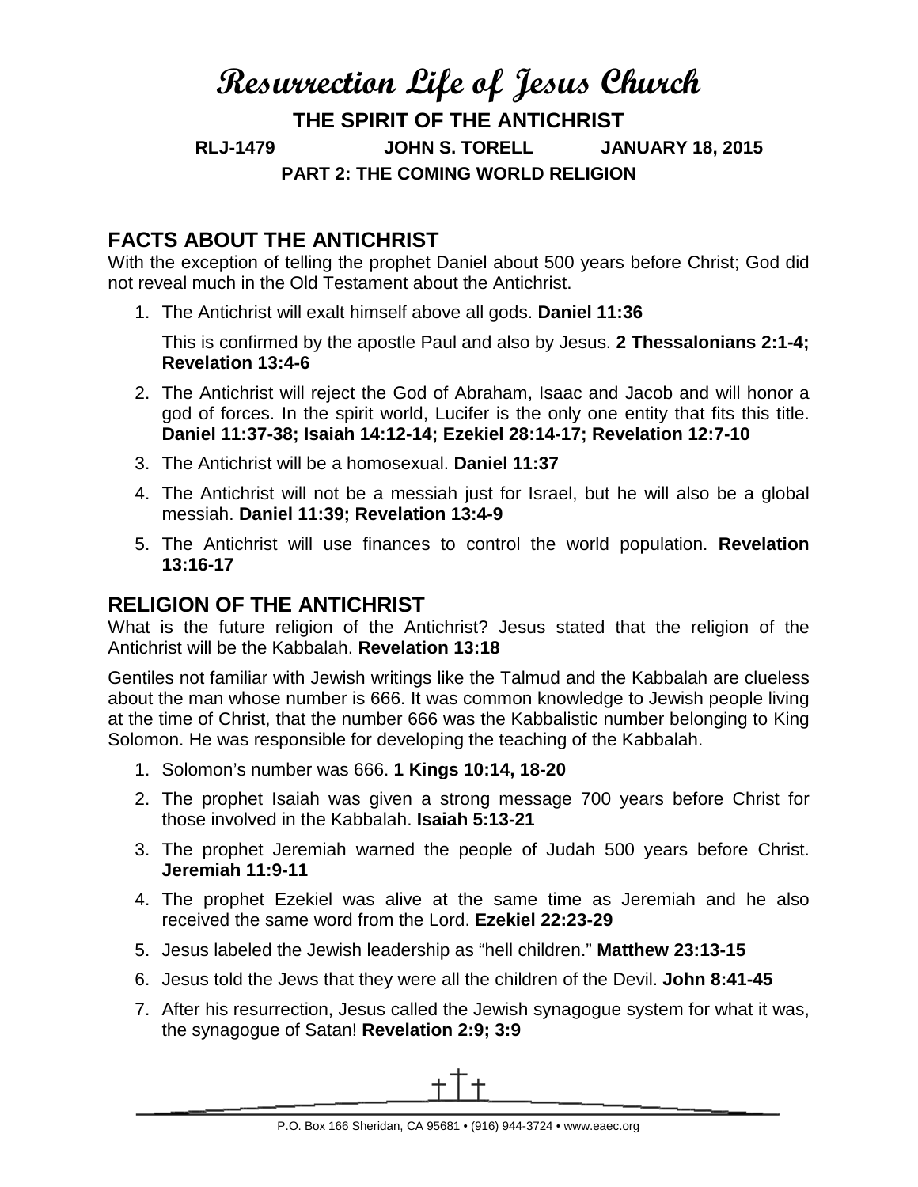# Resurrection Life of Jesus Church

## THE SPIRIT OF THE ANTICHRIST

**RLJ-1479 JOHN S. TORELL JANUARY 18, 2015**

**PART 2: THE COMING WORLD RELIGION**

## FACTS ABOUT THE ANTICHRIST

With the exception of telling the prophet Daniel about 500 years before Christ; God did not reveal much in the Old Testament about the Antichrist.

1. The Antichrist will exalt himself above all gods. **Daniel 11:36**

   This is confirmed by the apostle Paul and also by Jesus. **2 Thessalonians 2:1-4; Revelation 13:4-6**

2. The Antichrist will reject the God of Abraham, Isaac and Jacob and will honor a god of forces. In the spirit world, Lucifer is the only one entity that fits this title. **Daniel 11:37-38; Isaiah 14:12-14; Ezekiel 28:14-17; Revelation 12:7-10**
3. The Antichrist will be a homosexual. **Daniel 11:37**
4. The Antichrist will not be a messiah just for Israel, but he will also be a global messiah. **Daniel 11:39; Revelation 13:4-9**
5. The Antichrist will use finances to control the world population. **Revelation 13:16-17**

## RELIGION OF THE ANTICHRIST

What is the future religion of the Antichrist? Jesus stated that the religion of the Antichrist will be the Kabbalah. **Revelation 13:18**

Gentiles not familiar with Jewish writings like the Talmud and the Kabbalah are clueless about the man whose number is 666. It was common knowledge to Jewish people living at the time of Christ, that the number 666 was the Kabbalistic number belonging to King Solomon. He was responsible for developing the teaching of the Kabbalah.

1. Solomon's number was 666. **1 Kings 10:14, 18-20**
2. The prophet Isaiah was given a strong message 700 years before Christ for those involved in the Kabbalah. **Isaiah 5:13-21**
3. The prophet Jeremiah warned the people of Judah 500 years before Christ. **Jeremiah 11:9-11**
4. The prophet Ezekiel was alive at the same time as Jeremiah and he also received the same word from the Lord. **Ezekiel 22:23-29**
5. Jesus labeled the Jewish leadership as "hell children." **Matthew 23:13-15**
6. Jesus told the Jews that they were all the children of the Devil. **John 8:41-45**
7. After his resurrection, Jesus called the Jewish synagogue system for what it was, the synagogue of Satan! **Revelation 2:9; 3:9**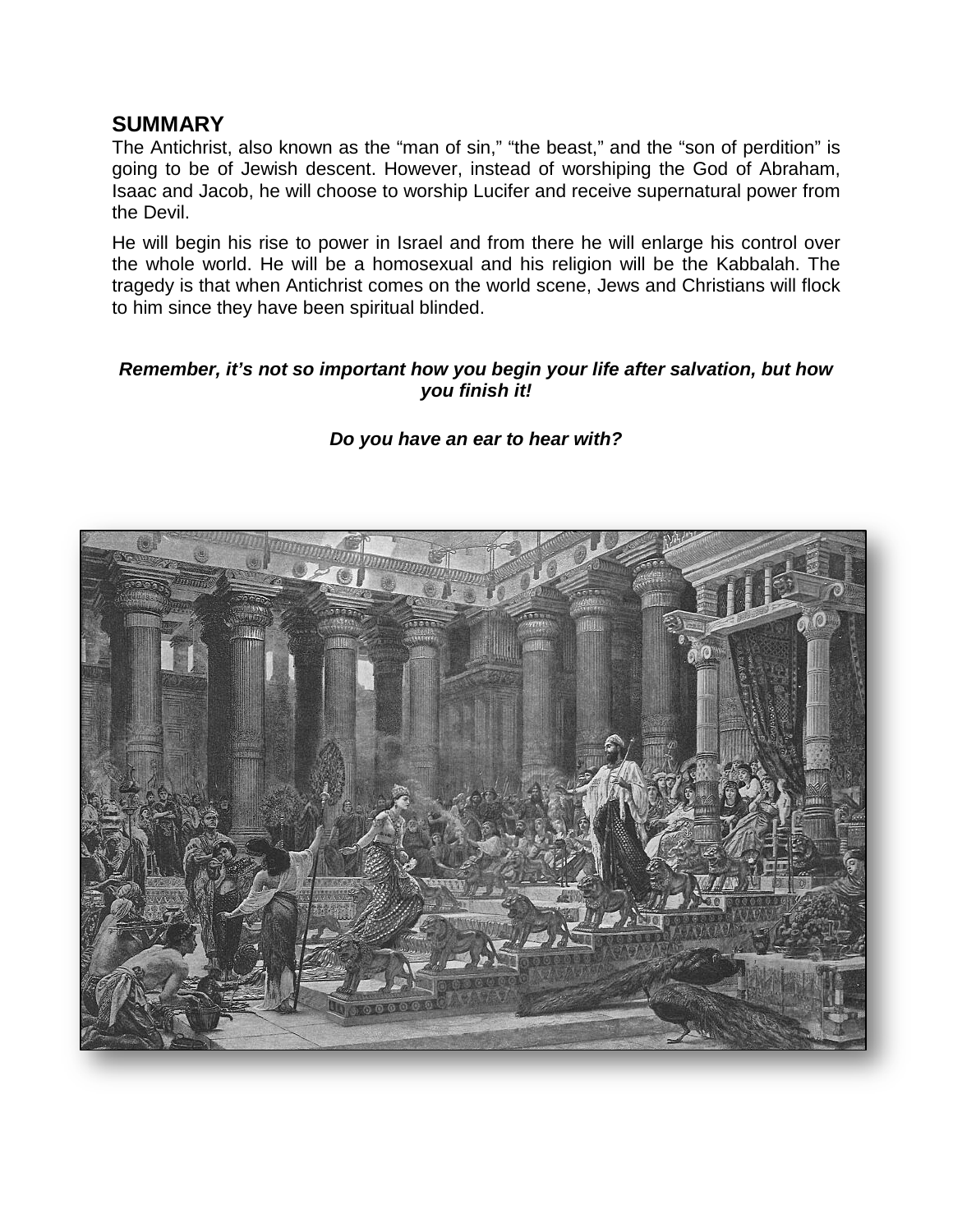## SUMMARY

The Antichrist, also known as the "man of sin," "the beast," and the "son of perdition" is going to be of Jewish descent. However, instead of worshiping the God of Abraham, Isaac and Jacob, he will choose to worship Lucifer and receive supernatural power from the Devil.

He will begin his rise to power in Israel and from there he will enlarge his control over the whole world. He will be a homosexual and his religion will be the Kabbalah. The tragedy is that when Antichrist comes on the world scene, Jews and Christians will flock to him since they have been spiritual blinded.

***Remember, it's not so important how you begin your life after salvation, but how you finish it!***

***Do you have an ear to hear with?***